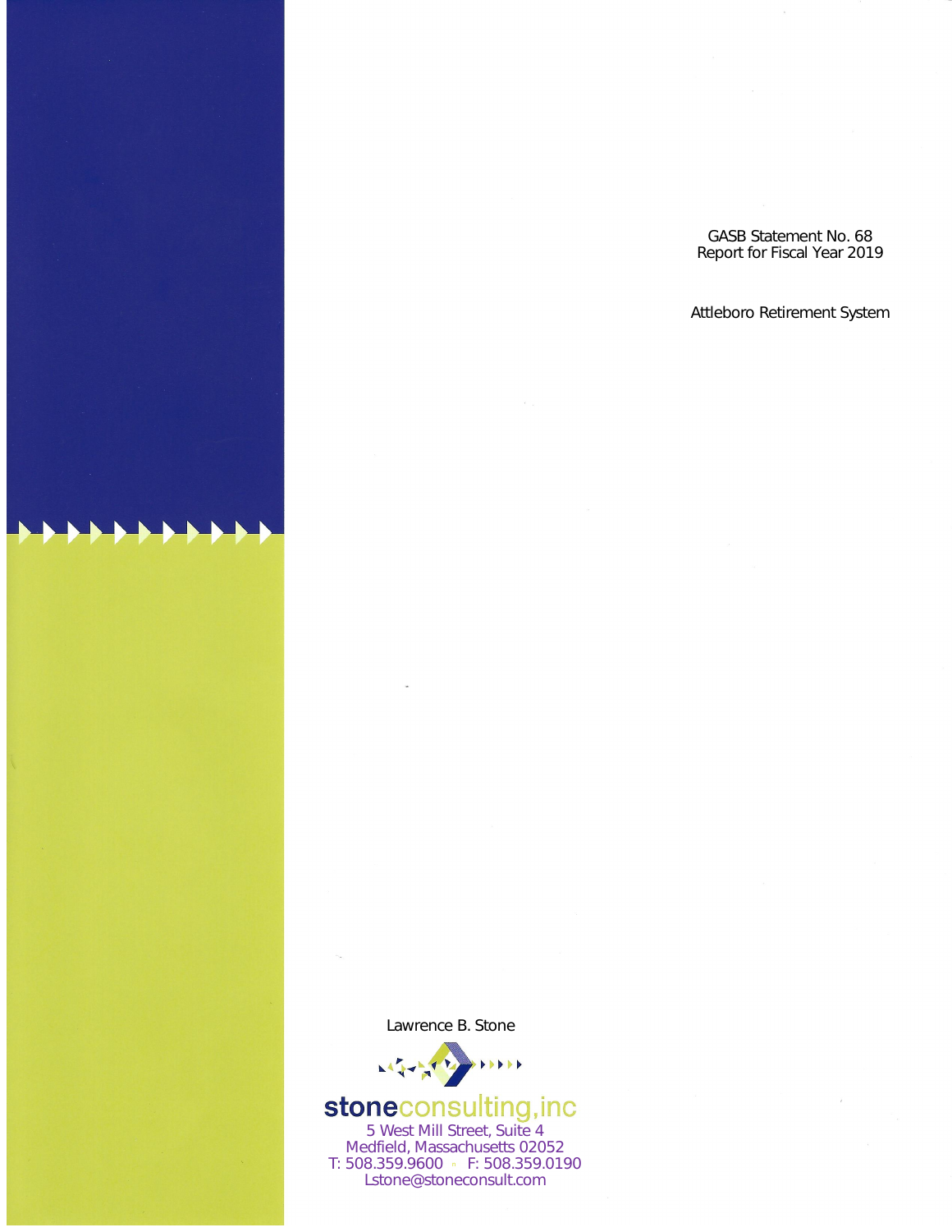GASB Statement No. 68
Report for Fiscal Year 2019

Attleboro Retirement System

Lawrence B. Stone

**stone**consulting,inc
5 West Mill Street, Suite 4
Medfield, Massachusetts 02052
T: 508.359.9600 ▫ F: 508.359.0190
Lstone@stoneconsult.com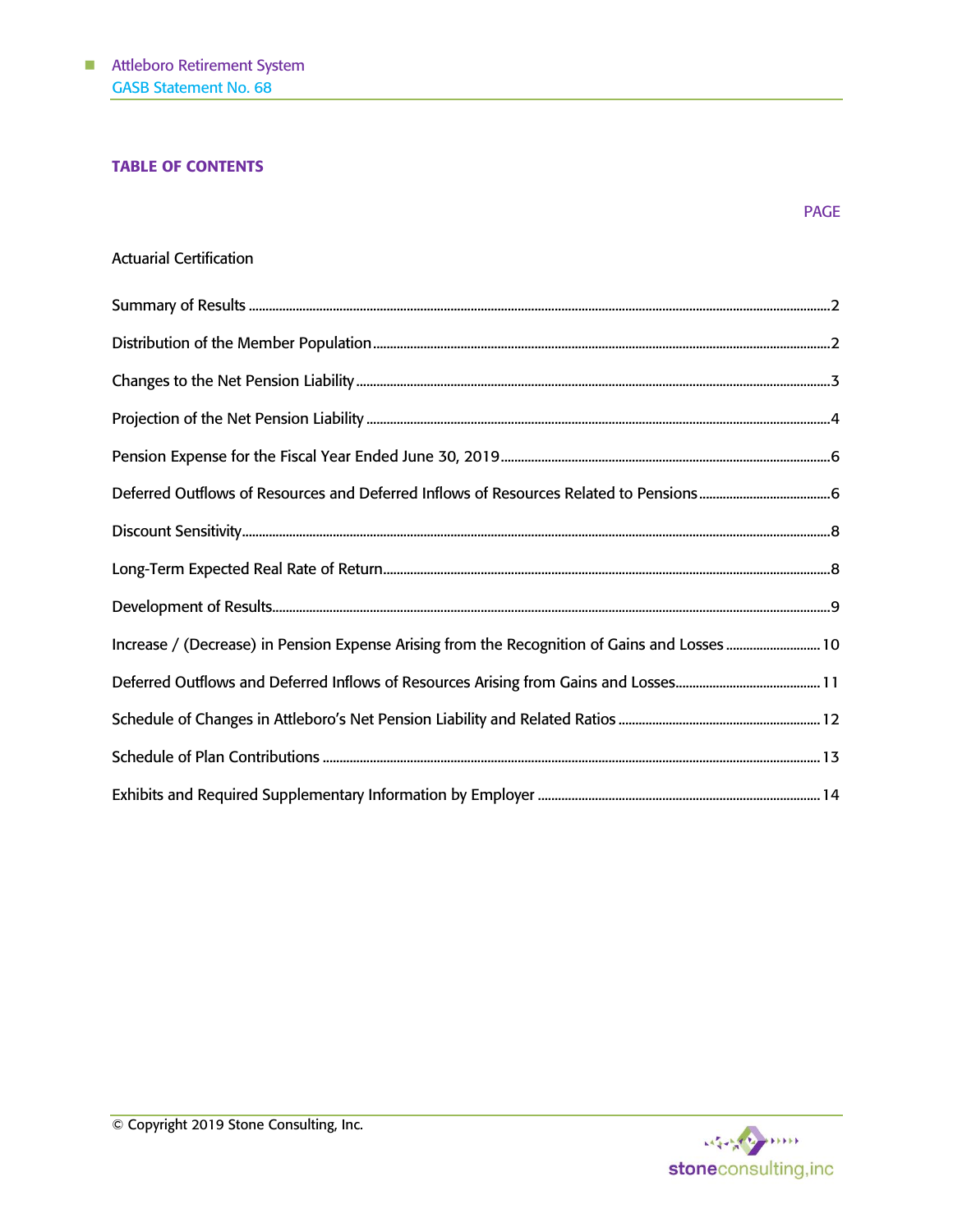## TABLE OF CONTENTS

| | PAGE |
|---|---|
| Actuarial Certification | |
| Summary of Results | 2 |
| Distribution of the Member Population | 2 |
| Changes to the Net Pension Liability | 3 |
| Projection of the Net Pension Liability | 4 |
| Pension Expense for the Fiscal Year Ended June 30, 2019 | 6 |
| Deferred Outflows of Resources and Deferred Inflows of Resources Related to Pensions | 6 |
| Discount Sensitivity | 8 |
| Long-Term Expected Real Rate of Return | 8 |
| Development of Results | 9 |
| Increase / (Decrease) in Pension Expense Arising from the Recognition of Gains and Losses | 10 |
| Deferred Outflows and Deferred Inflows of Resources Arising from Gains and Losses | 11 |
| Schedule of Changes in Attleboro's Net Pension Liability and Related Ratios | 12 |
| Schedule of Plan Contributions | 13 |
| Exhibits and Required Supplementary Information by Employer | 14 |

© Copyright 2019 Stone Consulting, Inc.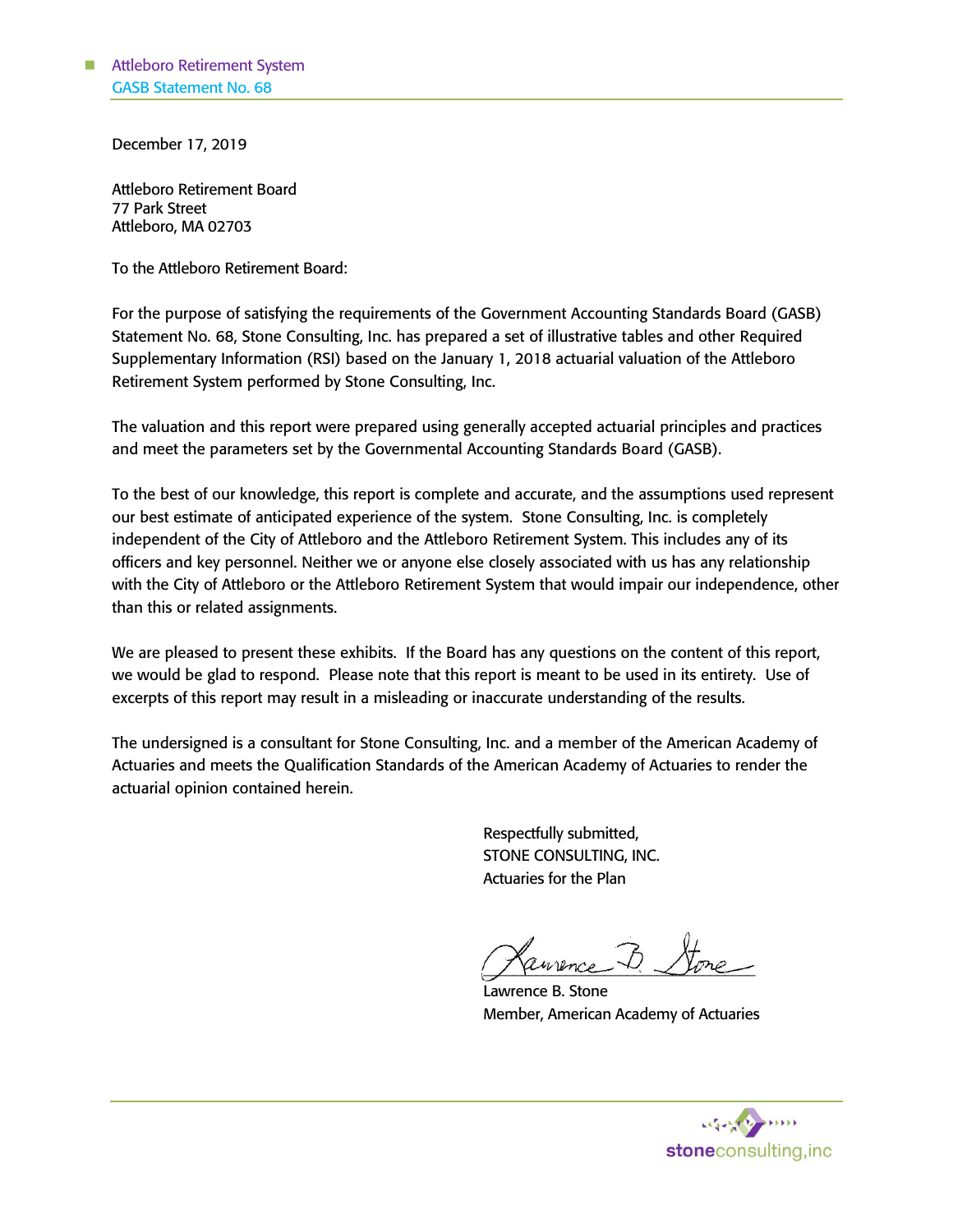December 17, 2019

Attleboro Retirement Board
77 Park Street
Attleboro, MA 02703

To the Attleboro Retirement Board:

For the purpose of satisfying the requirements of the Government Accounting Standards Board (GASB) Statement No. 68, Stone Consulting, Inc. has prepared a set of illustrative tables and other Required Supplementary Information (RSI) based on the January 1, 2018 actuarial valuation of the Attleboro Retirement System performed by Stone Consulting, Inc.

The valuation and this report were prepared using generally accepted actuarial principles and practices and meet the parameters set by the Governmental Accounting Standards Board (GASB).

To the best of our knowledge, this report is complete and accurate, and the assumptions used represent our best estimate of anticipated experience of the system. Stone Consulting, Inc. is completely independent of the City of Attleboro and the Attleboro Retirement System. This includes any of its officers and key personnel. Neither we or anyone else closely associated with us has any relationship with the City of Attleboro or the Attleboro Retirement System that would impair our independence, other than this or related assignments.

We are pleased to present these exhibits. If the Board has any questions on the content of this report, we would be glad to respond. Please note that this report is meant to be used in its entirety. Use of excerpts of this report may result in a misleading or inaccurate understanding of the results.

The undersigned is a consultant for Stone Consulting, Inc. and a member of the American Academy of Actuaries and meets the Qualification Standards of the American Academy of Actuaries to render the actuarial opinion contained herein.

Respectfully submitted,
STONE CONSULTING, INC.
Actuaries for the Plan

Lawrence B. Stone
Member, American Academy of Actuaries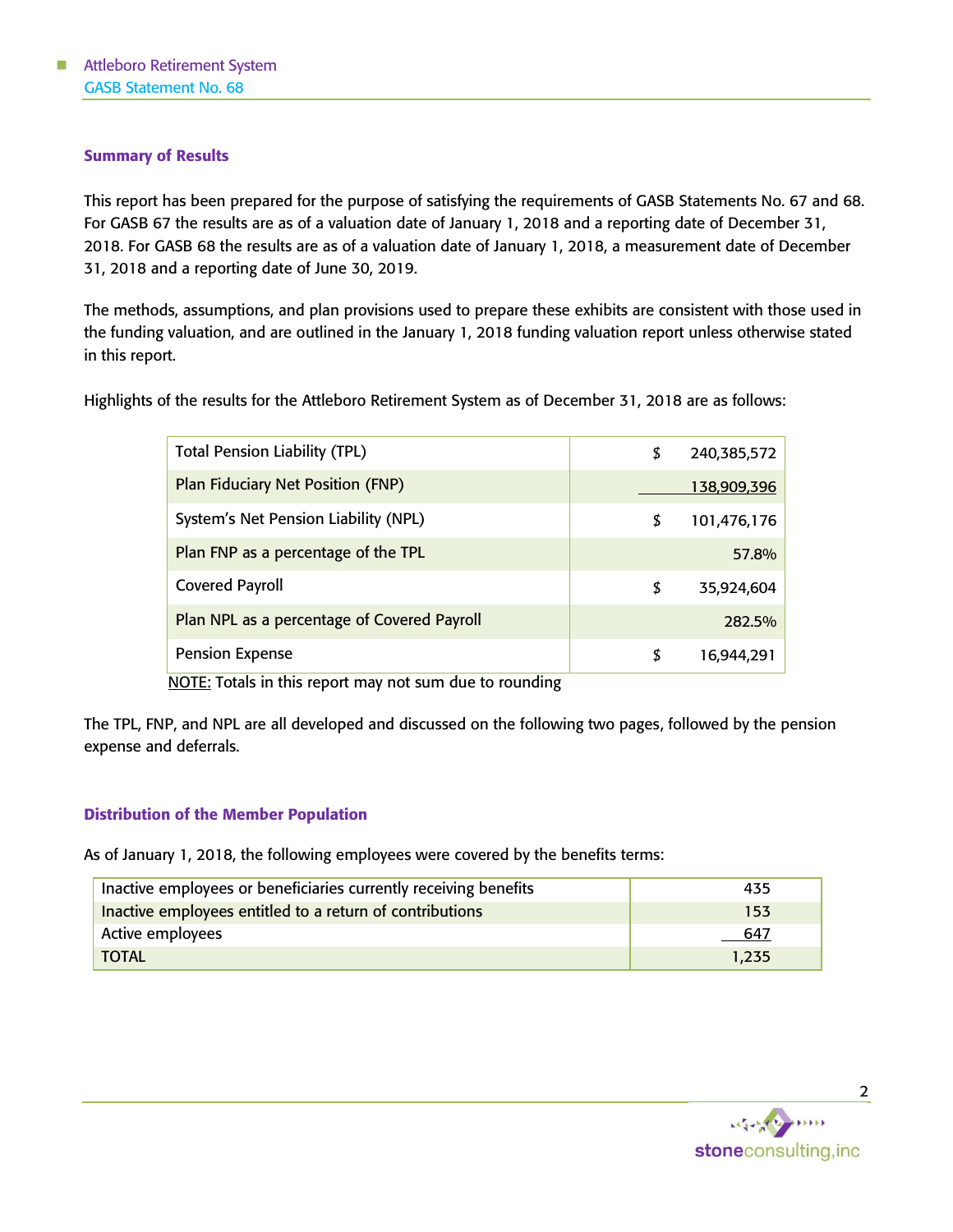## Summary of Results

This report has been prepared for the purpose of satisfying the requirements of GASB Statements No. 67 and 68. For GASB 67 the results are as of a valuation date of January 1, 2018 and a reporting date of December 31, 2018. For GASB 68 the results are as of a valuation date of January 1, 2018, a measurement date of December 31, 2018 and a reporting date of June 30, 2019.

The methods, assumptions, and plan provisions used to prepare these exhibits are consistent with those used in the funding valuation, and are outlined in the January 1, 2018 funding valuation report unless otherwise stated in this report.

Highlights of the results for the Attleboro Retirement System as of December 31, 2018 are as follows:

| | |
|---|---|
| Total Pension Liability (TPL) | $ 240,385,572 |
| Plan Fiduciary Net Position (FNP) | 138,909,396 |
| System's Net Pension Liability (NPL) | $ 101,476,176 |
| Plan FNP as a percentage of the TPL | 57.8% |
| Covered Payroll | $ 35,924,604 |
| Plan NPL as a percentage of Covered Payroll | 282.5% |
| Pension Expense | $ 16,944,291 |

NOTE: Totals in this report may not sum due to rounding

The TPL, FNP, and NPL are all developed and discussed on the following two pages, followed by the pension expense and deferrals.

## Distribution of the Member Population

As of January 1, 2018, the following employees were covered by the benefits terms:

| | |
|---|---|
| Inactive employees or beneficiaries currently receiving benefits | 435 |
| Inactive employees entitled to a return of contributions | 153 |
| Active employees | 647 |
| TOTAL | 1,235 |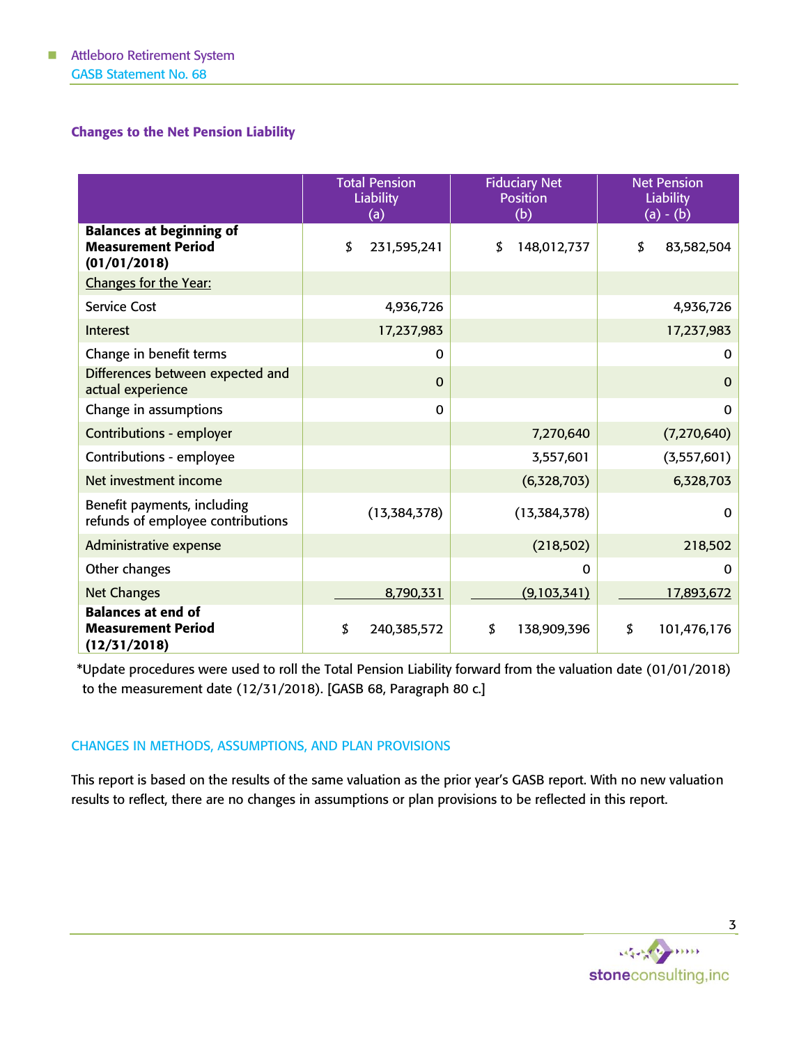## Changes to the Net Pension Liability

| | Total Pension Liability (a) | Fiduciary Net Position (b) | Net Pension Liability (a) - (b) |
|---|---|---|---|
| **Balances at beginning of Measurement Period (01/01/2018)** | $ 231,595,241 | $ 148,012,737 | $ 83,582,504 |
| Changes for the Year: | | | |
| Service Cost | 4,936,726 | | 4,936,726 |
| Interest | 17,237,983 | | 17,237,983 |
| Change in benefit terms | 0 | | 0 |
| Differences between expected and actual experience | 0 | | 0 |
| Change in assumptions | 0 | | 0 |
| Contributions - employer | | 7,270,640 | (7,270,640) |
| Contributions - employee | | 3,557,601 | (3,557,601) |
| Net investment income | | (6,328,703) | 6,328,703 |
| Benefit payments, including refunds of employee contributions | (13,384,378) | (13,384,378) | 0 |
| Administrative expense | | (218,502) | 218,502 |
| Other changes | | 0 | 0 |
| Net Changes | 8,790,331 | (9,103,341) | 17,893,672 |
| **Balances at end of Measurement Period (12/31/2018)** | $ 240,385,572 | $ 138,909,396 | $ 101,476,176 |

*Update procedures were used to roll the Total Pension Liability forward from the valuation date (01/01/2018) to the measurement date (12/31/2018). [GASB 68, Paragraph 80 c.]

### CHANGES IN METHODS, ASSUMPTIONS, AND PLAN PROVISIONS

This report is based on the results of the same valuation as the prior year's GASB report. With no new valuation results to reflect, there are no changes in assumptions or plan provisions to be reflected in this report.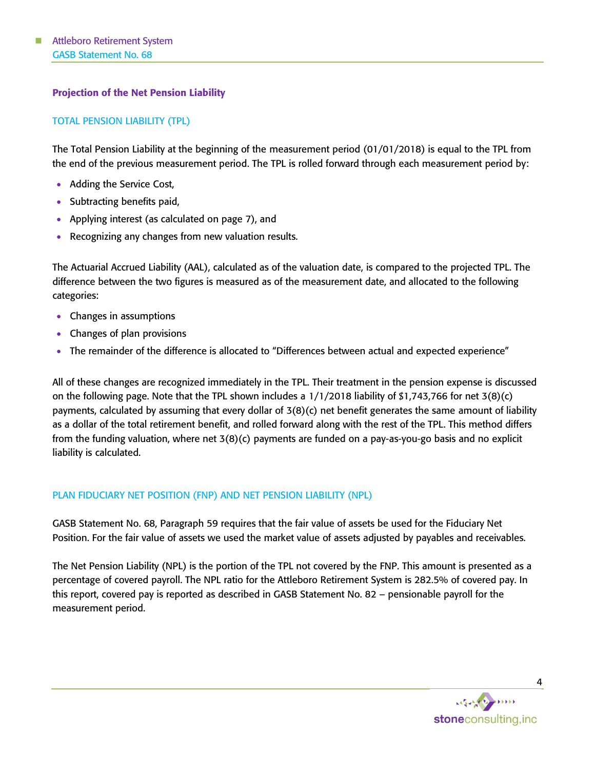## Projection of the Net Pension Liability

### TOTAL PENSION LIABILITY (TPL)

The Total Pension Liability at the beginning of the measurement period (01/01/2018) is equal to the TPL from the end of the previous measurement period. The TPL is rolled forward through each measurement period by:

- Adding the Service Cost,
- Subtracting benefits paid,
- Applying interest (as calculated on page 7), and
- Recognizing any changes from new valuation results.

The Actuarial Accrued Liability (AAL), calculated as of the valuation date, is compared to the projected TPL. The difference between the two figures is measured as of the measurement date, and allocated to the following categories:

- Changes in assumptions
- Changes of plan provisions
- The remainder of the difference is allocated to "Differences between actual and expected experience"

All of these changes are recognized immediately in the TPL. Their treatment in the pension expense is discussed on the following page. Note that the TPL shown includes a 1/1/2018 liability of $1,743,766 for net 3(8)(c) payments, calculated by assuming that every dollar of 3(8)(c) net benefit generates the same amount of liability as a dollar of the total retirement benefit, and rolled forward along with the rest of the TPL. This method differs from the funding valuation, where net 3(8)(c) payments are funded on a pay-as-you-go basis and no explicit liability is calculated.

### PLAN FIDUCIARY NET POSITION (FNP) AND NET PENSION LIABILITY (NPL)

GASB Statement No. 68, Paragraph 59 requires that the fair value of assets be used for the Fiduciary Net Position. For the fair value of assets we used the market value of assets adjusted by payables and receivables.

The Net Pension Liability (NPL) is the portion of the TPL not covered by the FNP. This amount is presented as a percentage of covered payroll. The NPL ratio for the Attleboro Retirement System is 282.5% of covered pay. In this report, covered pay is reported as described in GASB Statement No. 82 – pensionable payroll for the measurement period.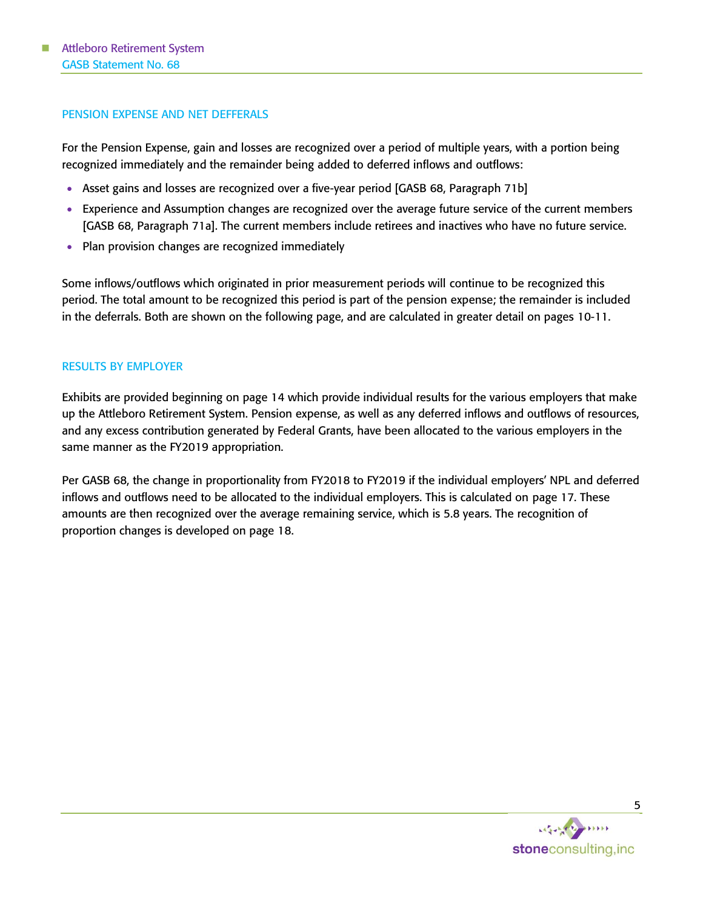## PENSION EXPENSE AND NET DEFFERALS

For the Pension Expense, gain and losses are recognized over a period of multiple years, with a portion being recognized immediately and the remainder being added to deferred inflows and outflows:

- Asset gains and losses are recognized over a five-year period [GASB 68, Paragraph 71b]
- Experience and Assumption changes are recognized over the average future service of the current members [GASB 68, Paragraph 71a]. The current members include retirees and inactives who have no future service.
- Plan provision changes are recognized immediately

Some inflows/outflows which originated in prior measurement periods will continue to be recognized this period. The total amount to be recognized this period is part of the pension expense; the remainder is included in the deferrals. Both are shown on the following page, and are calculated in greater detail on pages 10-11.

## RESULTS BY EMPLOYER

Exhibits are provided beginning on page 14 which provide individual results for the various employers that make up the Attleboro Retirement System. Pension expense, as well as any deferred inflows and outflows of resources, and any excess contribution generated by Federal Grants, have been allocated to the various employers in the same manner as the FY2019 appropriation.

Per GASB 68, the change in proportionality from FY2018 to FY2019 if the individual employers' NPL and deferred inflows and outflows need to be allocated to the individual employers. This is calculated on page 17. These amounts are then recognized over the average remaining service, which is 5.8 years. The recognition of proportion changes is developed on page 18.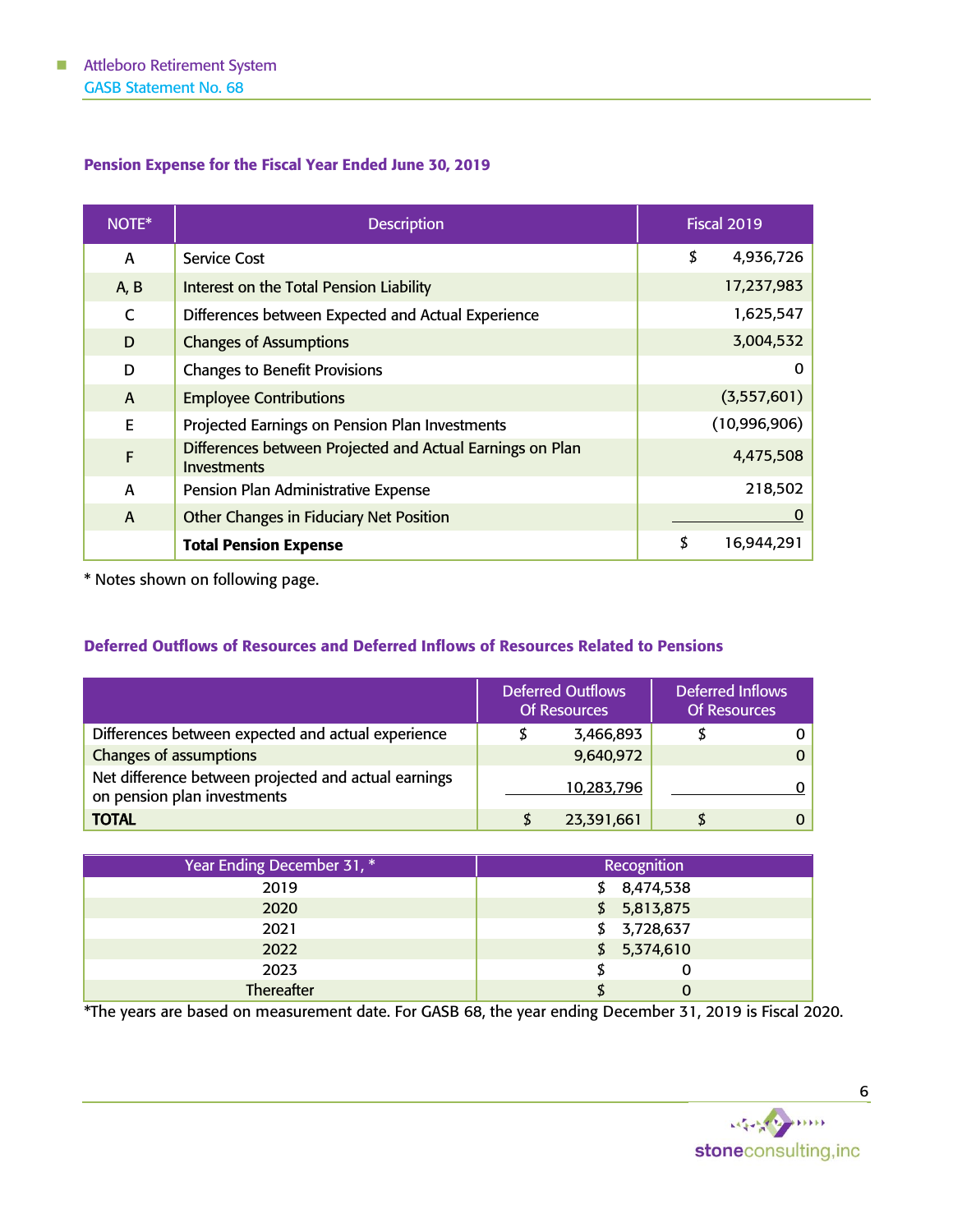### Pension Expense for the Fiscal Year Ended June 30, 2019

| NOTE* | Description | Fiscal 2019 |
|---|---|---|
| A | Service Cost | $ 4,936,726 |
| A, B | Interest on the Total Pension Liability | 17,237,983 |
| C | Differences between Expected and Actual Experience | 1,625,547 |
| D | Changes of Assumptions | 3,004,532 |
| D | Changes to Benefit Provisions | 0 |
| A | Employee Contributions | (3,557,601) |
| E | Projected Earnings on Pension Plan Investments | (10,996,906) |
| F | Differences between Projected and Actual Earnings on Plan Investments | 4,475,508 |
| A | Pension Plan Administrative Expense | 218,502 |
| A | Other Changes in Fiduciary Net Position | 0 |
| | **Total Pension Expense** | $ 16,944,291 |

\* Notes shown on following page.

### Deferred Outflows of Resources and Deferred Inflows of Resources Related to Pensions

| | Deferred Outflows Of Resources | Deferred Inflows Of Resources |
|---|---|---|
| Differences between expected and actual experience | $ 3,466,893 | $ 0 |
| Changes of assumptions | 9,640,972 | 0 |
| Net difference between projected and actual earnings on pension plan investments | 10,283,796 | 0 |
| **TOTAL** | $ 23,391,661 | $ 0 |

| Year Ending December 31, * | Recognition |
|---|---|
| 2019 | $ 8,474,538 |
| 2020 | $ 5,813,875 |
| 2021 | $ 3,728,637 |
| 2022 | $ 5,374,610 |
| 2023 | $ 0 |
| Thereafter | $ 0 |

*The years are based on measurement date. For GASB 68, the year ending December 31, 2019 is Fiscal 2020.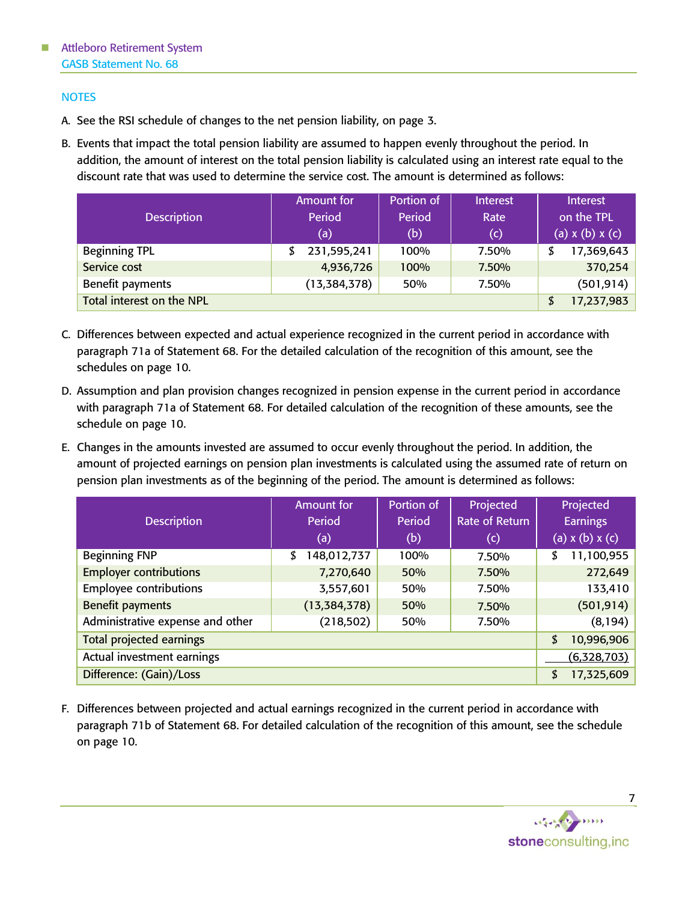## NOTES

A. See the RSI schedule of changes to the net pension liability, on page 3.

B. Events that impact the total pension liability are assumed to happen evenly throughout the period. In addition, the amount of interest on the total pension liability is calculated using an interest rate equal to the discount rate that was used to determine the service cost. The amount is determined as follows:

| Description | Amount for Period (a) | Portion of Period (b) | Interest Rate (c) | Interest on the TPL (a) x (b) x (c) |
|---|---|---|---|---|
| Beginning TPL | $ 231,595,241 | 100% | 7.50% | $ 17,369,643 |
| Service cost | 4,936,726 | 100% | 7.50% | 370,254 |
| Benefit payments | (13,384,378) | 50% | 7.50% | (501,914) |
| Total interest on the NPL | | | | $ 17,237,983 |

C. Differences between expected and actual experience recognized in the current period in accordance with paragraph 71a of Statement 68. For the detailed calculation of the recognition of this amount, see the schedules on page 10.

D. Assumption and plan provision changes recognized in pension expense in the current period in accordance with paragraph 71a of Statement 68. For detailed calculation of the recognition of these amounts, see the schedule on page 10.

E. Changes in the amounts invested are assumed to occur evenly throughout the period. In addition, the amount of projected earnings on pension plan investments is calculated using the assumed rate of return on pension plan investments as of the beginning of the period. The amount is determined as follows:

| Description | Amount for Period (a) | Portion of Period (b) | Projected Rate of Return (c) | Projected Earnings (a) x (b) x (c) |
|---|---|---|---|---|
| Beginning FNP | $ 148,012,737 | 100% | 7.50% | $ 11,100,955 |
| Employer contributions | 7,270,640 | 50% | 7.50% | 272,649 |
| Employee contributions | 3,557,601 | 50% | 7.50% | 133,410 |
| Benefit payments | (13,384,378) | 50% | 7.50% | (501,914) |
| Administrative expense and other | (218,502) | 50% | 7.50% | (8,194) |
| Total projected earnings | | | | $ 10,996,906 |
| Actual investment earnings | | | | (6,328,703) |
| Difference: (Gain)/Loss | | | | $ 17,325,609 |

F. Differences between projected and actual earnings recognized in the current period in accordance with paragraph 71b of Statement 68. For detailed calculation of the recognition of this amount, see the schedule on page 10.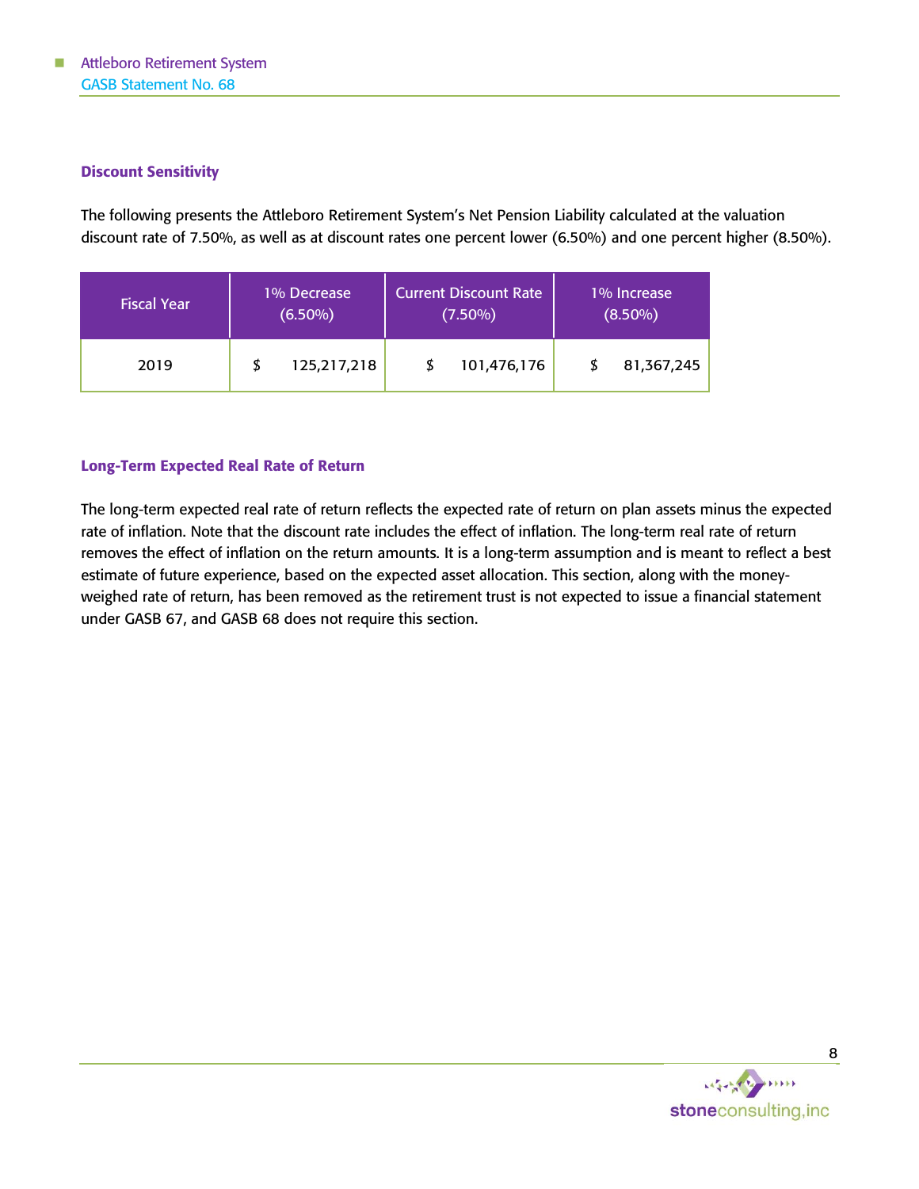### Discount Sensitivity

The following presents the Attleboro Retirement System's Net Pension Liability calculated at the valuation discount rate of 7.50%, as well as at discount rates one percent lower (6.50%) and one percent higher (8.50%).

| Fiscal Year | 1% Decrease (6.50%) | Current Discount Rate (7.50%) | 1% Increase (8.50%) |
|---|---|---|---|
| 2019 | $ 125,217,218 | $ 101,476,176 | $ 81,367,245 |

### Long-Term Expected Real Rate of Return

The long-term expected real rate of return reflects the expected rate of return on plan assets minus the expected rate of inflation. Note that the discount rate includes the effect of inflation. The long-term real rate of return removes the effect of inflation on the return amounts. It is a long-term assumption and is meant to reflect a best estimate of future experience, based on the expected asset allocation. This section, along with the money-weighed rate of return, has been removed as the retirement trust is not expected to issue a financial statement under GASB 67, and GASB 68 does not require this section.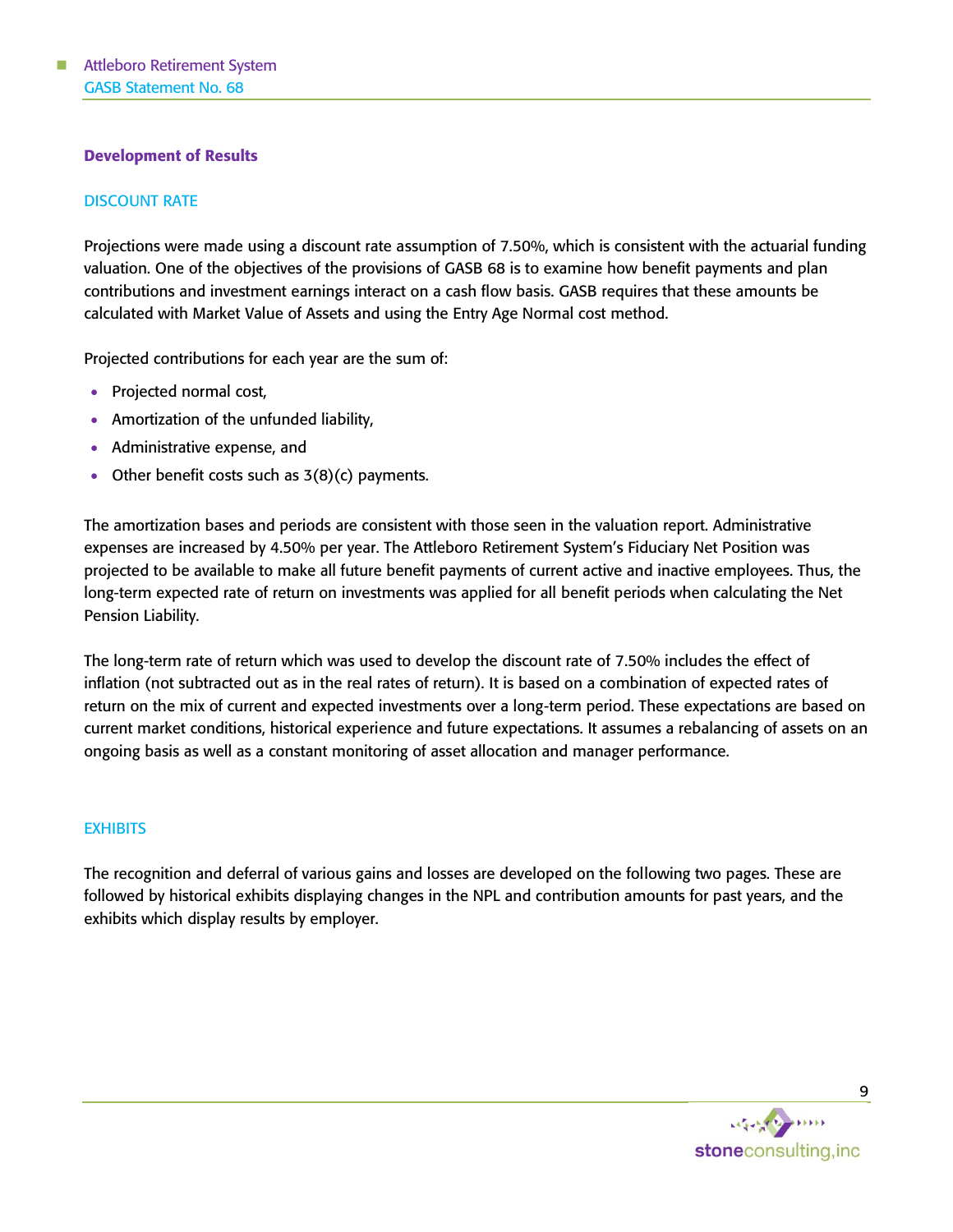## Development of Results

### DISCOUNT RATE

Projections were made using a discount rate assumption of 7.50%, which is consistent with the actuarial funding valuation. One of the objectives of the provisions of GASB 68 is to examine how benefit payments and plan contributions and investment earnings interact on a cash flow basis. GASB requires that these amounts be calculated with Market Value of Assets and using the Entry Age Normal cost method.

Projected contributions for each year are the sum of:

- Projected normal cost,
- Amortization of the unfunded liability,
- Administrative expense, and
- Other benefit costs such as 3(8)(c) payments.

The amortization bases and periods are consistent with those seen in the valuation report. Administrative expenses are increased by 4.50% per year. The Attleboro Retirement System's Fiduciary Net Position was projected to be available to make all future benefit payments of current active and inactive employees. Thus, the long-term expected rate of return on investments was applied for all benefit periods when calculating the Net Pension Liability.

The long-term rate of return which was used to develop the discount rate of 7.50% includes the effect of inflation (not subtracted out as in the real rates of return). It is based on a combination of expected rates of return on the mix of current and expected investments over a long-term period. These expectations are based on current market conditions, historical experience and future expectations. It assumes a rebalancing of assets on an ongoing basis as well as a constant monitoring of asset allocation and manager performance.

### EXHIBITS

The recognition and deferral of various gains and losses are developed on the following two pages. These are followed by historical exhibits displaying changes in the NPL and contribution amounts for past years, and the exhibits which display results by employer.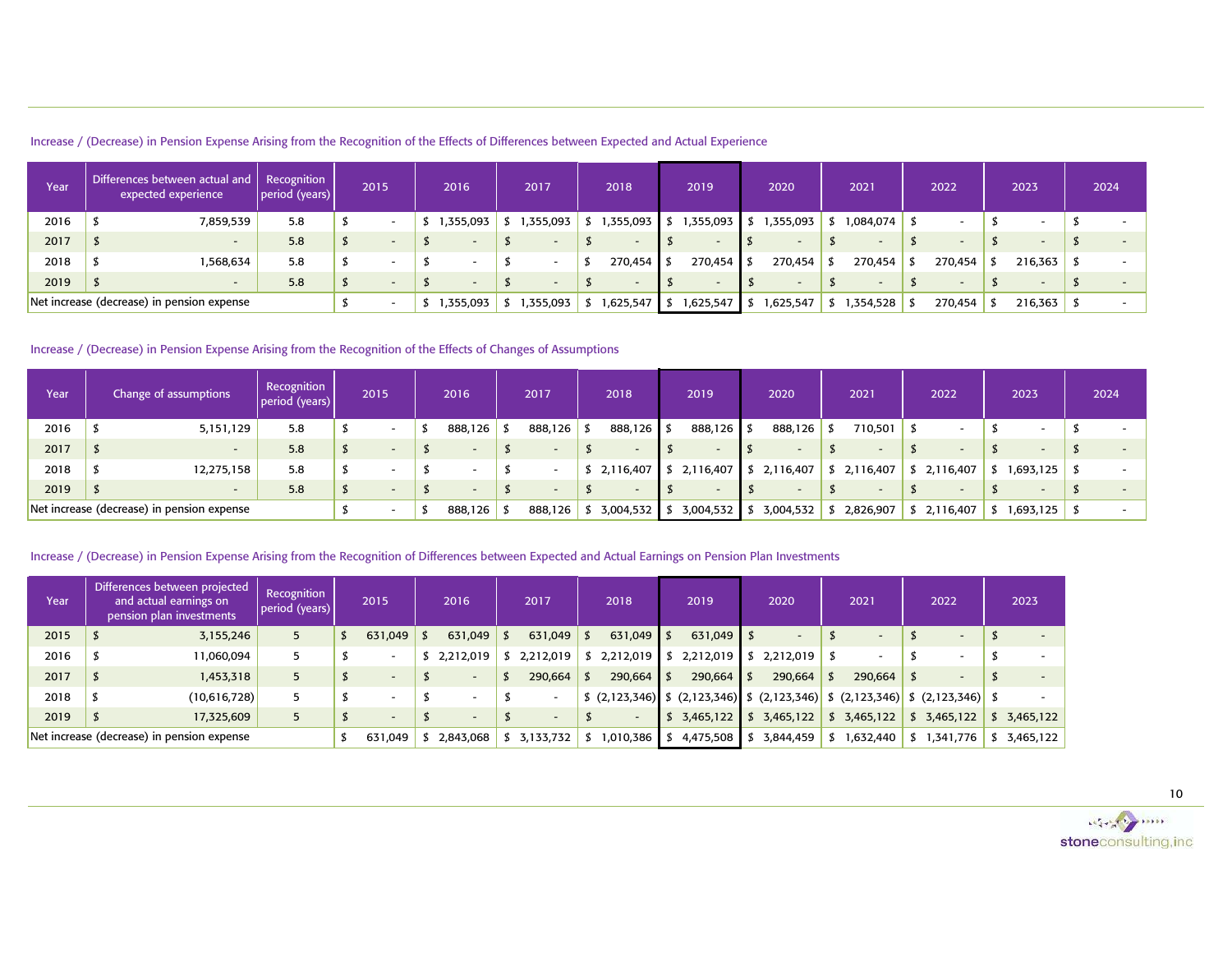Increase / (Decrease) in Pension Expense Arising from the Recognition of the Effects of Differences between Expected and Actual Experience

| Year | Differences between actual and expected experience | Recognition period (years) | 2015 | 2016 | 2017 | 2018 | 2019 | 2020 | 2021 | 2022 | 2023 | 2024 |
|---|---|---|---|---|---|---|---|---|---|---|---|---|
| 2016 | $ 7,859,539 | 5.8 | $ - | $ 1,355,093 | $ 1,355,093 | $ 1,355,093 | $ 1,355,093 | $ 1,355,093 | $ 1,084,074 | $ - | $ - | $ - |
| 2017 | $ - | 5.8 | $ - | $ - | $ - | $ - | $ - | $ - | $ - | $ - | $ - | $ - |
| 2018 | $ 1,568,634 | 5.8 | $ - | $ - | $ - | $ 270,454 | $ 270,454 | $ 270,454 | $ 270,454 | $ 270,454 | $ 216,363 | $ - |
| 2019 | $ - | 5.8 | $ - | $ - | $ - | $ - | $ - | $ - | $ - | $ - | $ - | $ - |
| Net increase (decrease) in pension expense | | | $ - | $ 1,355,093 | $ 1,355,093 | $ 1,625,547 | $ 1,625,547 | $ 1,625,547 | $ 1,354,528 | $ 270,454 | $ 216,363 | $ - |

Increase / (Decrease) in Pension Expense Arising from the Recognition of the Effects of Changes of Assumptions

| Year | Change of assumptions | Recognition period (years) | 2015 | 2016 | 2017 | 2018 | 2019 | 2020 | 2021 | 2022 | 2023 | 2024 |
|---|---|---|---|---|---|---|---|---|---|---|---|---|
| 2016 | $ 5,151,129 | 5.8 | $ - | $ 888,126 | $ 888,126 | $ 888,126 | $ 888,126 | $ 888,126 | $ 710,501 | $ - | $ - | $ - |
| 2017 | $ - | 5.8 | $ - | $ - | $ - | $ - | $ - | $ - | $ - | $ - | $ - | $ - |
| 2018 | $ 12,275,158 | 5.8 | $ - | $ - | $ - | $ 2,116,407 | $ 2,116,407 | $ 2,116,407 | $ 2,116,407 | $ 2,116,407 | $ 1,693,125 | $ - |
| 2019 | $ - | 5.8 | $ - | $ - | $ - | $ - | $ - | $ - | $ - | $ - | $ - | $ - |
| Net increase (decrease) in pension expense | | | $ - | $ 888,126 | $ 888,126 | $ 3,004,532 | $ 3,004,532 | $ 3,004,532 | $ 2,826,907 | $ 2,116,407 | $ 1,693,125 | $ - |

Increase / (Decrease) in Pension Expense Arising from the Recognition of Differences between Expected and Actual Earnings on Pension Plan Investments

| Year | Differences between projected and actual earnings on pension plan investments | Recognition period (years) | 2015 | 2016 | 2017 | 2018 | 2019 | 2020 | 2021 | 2022 | 2023 |
|---|---|---|---|---|---|---|---|---|---|---|---|
| 2015 | $ 3,155,246 | 5 | $ 631,049 | $ 631,049 | $ 631,049 | $ 631,049 | $ 631,049 | $ - | $ - | $ - | $ - |
| 2016 | $ 11,060,094 | 5 | $ - | $ 2,212,019 | $ 2,212,019 | $ 2,212,019 | $ 2,212,019 | $ 2,212,019 | $ - | $ - | $ - |
| 2017 | $ 1,453,318 | 5 | $ - | $ - | $ 290,664 | $ 290,664 | $ 290,664 | $ 290,664 | $ 290,664 | $ - | $ - |
| 2018 | $ (10,616,728) | 5 | $ - | $ - | $ - | $ (2,123,346) | $ (2,123,346) | $ (2,123,346) | $ (2,123,346) | $ (2,123,346) | $ - |
| 2019 | $ 17,325,609 | 5 | $ - | $ - | $ - | $ - | $ 3,465,122 | $ 3,465,122 | $ 3,465,122 | $ 3,465,122 | $ 3,465,122 |
| Net increase (decrease) in pension expense | | | $ 631,049 | $ 2,843,068 | $ 3,133,732 | $ 1,010,386 | $ 4,475,508 | $ 3,844,459 | $ 1,632,440 | $ 1,341,776 | $ 3,465,122 |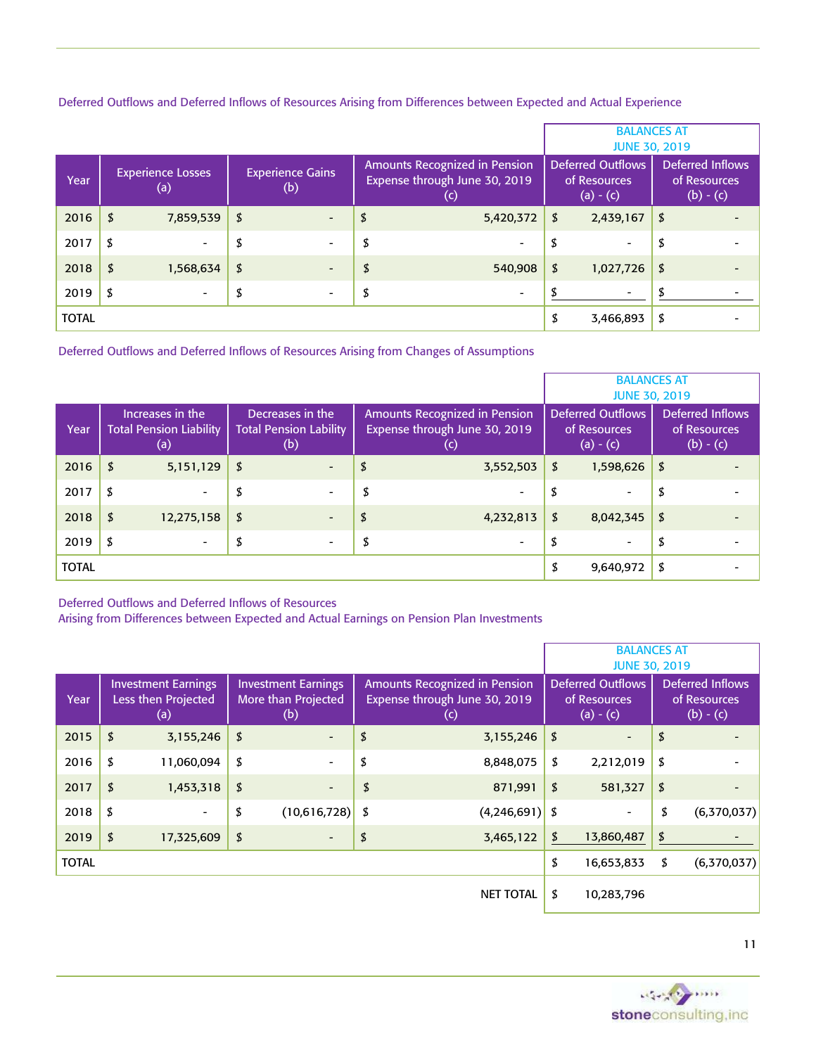Deferred Outflows and Deferred Inflows of Resources Arising from Differences between Expected and Actual Experience

| Year | Experience Losses (a) | Experience Gains (b) | Amounts Recognized in Pension Expense through June 30, 2019 (c) | BALANCES AT JUNE 30, 2019 Deferred Outflows of Resources (a) - (c) | Deferred Inflows of Resources (b) - (c) |
|---|---|---|---|---|---|
| 2016 | $ 7,859,539 | $ - | $ 5,420,372 | $ 2,439,167 | $ - |
| 2017 | $ - | $ - | $ - | $ - | $ - |
| 2018 | $ 1,568,634 | $ - | $ 540,908 | $ 1,027,726 | $ - |
| 2019 | $ - | $ - | $ - | $ - | $ - |
| TOTAL | | | | $ 3,466,893 | $ - |

Deferred Outflows and Deferred Inflows of Resources Arising from Changes of Assumptions

| Year | Increases in the Total Pension Liability (a) | Decreases in the Total Pension Lability (b) | Amounts Recognized in Pension Expense through June 30, 2019 (c) | BALANCES AT JUNE 30, 2019 Deferred Outflows of Resources (a) - (c) | Deferred Inflows of Resources (b) - (c) |
|---|---|---|---|---|---|
| 2016 | $ 5,151,129 | $ - | $ 3,552,503 | $ 1,598,626 | $ - |
| 2017 | $ - | $ - | $ - | $ - | $ - |
| 2018 | $ 12,275,158 | $ - | $ 4,232,813 | $ 8,042,345 | $ - |
| 2019 | $ - | $ - | $ - | $ - | $ - |
| TOTAL | | | | $ 9,640,972 | $ - |

Deferred Outflows and Deferred Inflows of Resources
Arising from Differences between Expected and Actual Earnings on Pension Plan Investments

| Year | Investment Earnings Less then Projected (a) | Investment Earnings More than Projected (b) | Amounts Recognized in Pension Expense through June 30, 2019 (c) | BALANCES AT JUNE 30, 2019 Deferred Outflows of Resources (a) - (c) | Deferred Inflows of Resources (b) - (c) |
|---|---|---|---|---|---|
| 2015 | $ 3,155,246 | $ - | $ 3,155,246 | $ - | $ - |
| 2016 | $ 11,060,094 | $ - | $ 8,848,075 | $ 2,212,019 | $ - |
| 2017 | $ 1,453,318 | $ - | $ 871,991 | $ 581,327 | $ - |
| 2018 | $ - | $ (10,616,728) | $ (4,246,691) | $ - | $ (6,370,037) |
| 2019 | $ 17,325,609 | $ - | $ 3,465,122 | $ 13,860,487 | $ - |
| TOTAL | | | | $ 16,653,833 | $ (6,370,037) |
| | | | NET TOTAL | $ 10,283,796 | |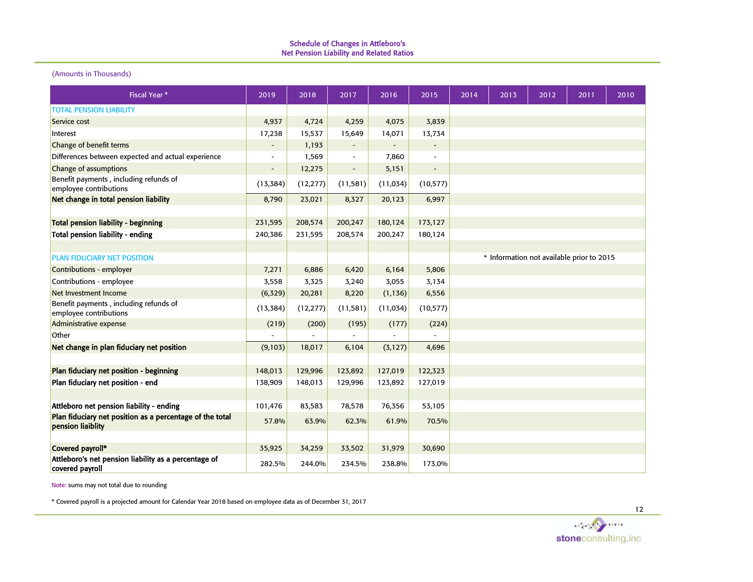## Schedule of Changes in Attleboro's Net Pension Liability and Related Ratios

(Amounts in Thousands)

| Fiscal Year * | 2019 | 2018 | 2017 | 2016 | 2015 | 2014 | 2013 | 2012 | 2011 | 2010 |
|---|---|---|---|---|---|---|---|---|---|---|
| TOTAL PENSION LIABILITY | | | | | | | | | | |
| Service cost | 4,937 | 4,724 | 4,259 | 4,075 | 3,839 | | | | | |
| Interest | 17,238 | 15,537 | 15,649 | 14,071 | 13,734 | | | | | |
| Change of benefit terms | - | 1,193 | - | - | - | | | | | |
| Differences between expected and actual experience | - | 1,569 | - | 7,860 | - | | | | | |
| Change of assumptions | - | 12,275 | - | 5,151 | - | | | | | |
| Benefit payments , including refunds of employee contributions | (13,384) | (12,277) | (11,581) | (11,034) | (10,577) | | | | | |
| **Net change in total pension liability** | 8,790 | 23,021 | 8,327 | 20,123 | 6,997 | | | | | |
| | | | | | | | | | | |
| **Total pension liability - beginning** | 231,595 | 208,574 | 200,247 | 180,124 | 173,127 | | | | | |
| **Total pension liability - ending** | 240,386 | 231,595 | 208,574 | 200,247 | 180,124 | | | | | |
| | | | | | | | | | | |
| PLAN FIDUCIARY NET POSITION | | | | | | * Information not available prior to 2015 | | | | |
| Contributions - employer | 7,271 | 6,886 | 6,420 | 6,164 | 5,806 | | | | | |
| Contributions - employee | 3,558 | 3,325 | 3,240 | 3,055 | 3,134 | | | | | |
| Net Investment Income | (6,329) | 20,281 | 8,220 | (1,136) | 6,556 | | | | | |
| Benefit payments , including refunds of employee contributions | (13,384) | (12,277) | (11,581) | (11,034) | (10,577) | | | | | |
| Administrative expense | (219) | (200) | (195) | (177) | (224) | | | | | |
| Other | - | - | - | - | - | | | | | |
| **Net change in plan fiduciary net position** | (9,103) | 18,017 | 6,104 | (3,127) | 4,696 | | | | | |
| | | | | | | | | | | |
| **Plan fiduciary net position - beginning** | 148,013 | 129,996 | 123,892 | 127,019 | 122,323 | | | | | |
| **Plan fiduciary net position - end** | 138,909 | 148,013 | 129,996 | 123,892 | 127,019 | | | | | |
| | | | | | | | | | | |
| **Attleboro net pension liability - ending** | 101,476 | 83,583 | 78,578 | 76,356 | 53,105 | | | | | |
| **Plan fiduciary net position as a percentage of the total pension liaiblity** | 57.8% | 63.9% | 62.3% | 61.9% | 70.5% | | | | | |
| | | | | | | | | | | |
| **Covered payroll*** | 35,925 | 34,259 | 33,502 | 31,979 | 30,690 | | | | | |
| **Attleboro's net pension liability as a percentage of covered payroll** | 282.5% | 244.0% | 234.5% | 238.8% | 173.0% | | | | | |

Note: sums may not total due to rounding

* Covered payroll is a projected amount for Calendar Year 2018 based on employee data as of December 31, 2017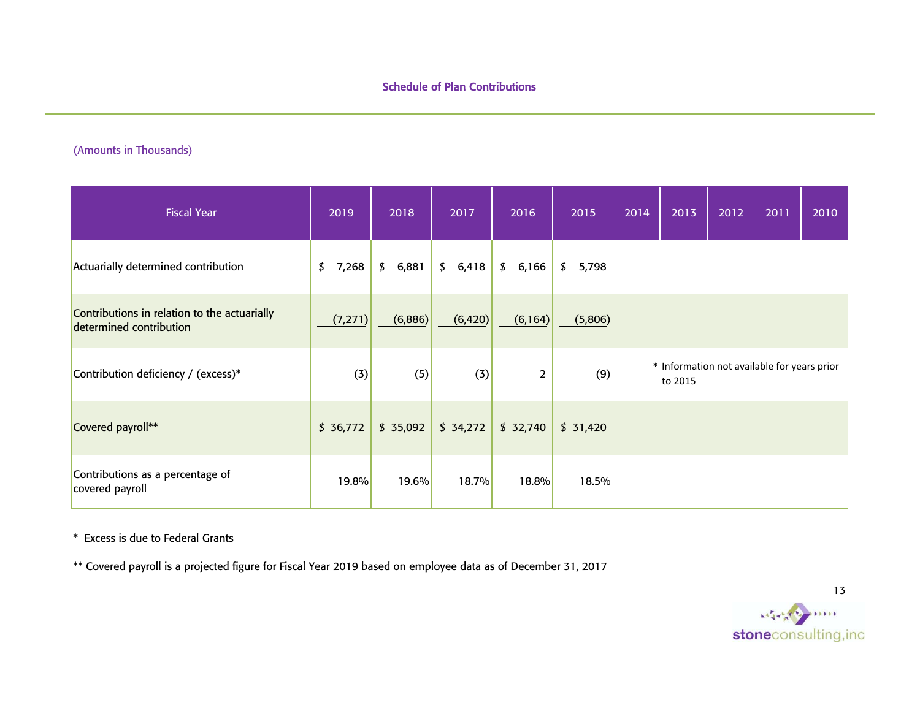## Schedule of Plan Contributions

(Amounts in Thousands)

| Fiscal Year | 2019 | 2018 | 2017 | 2016 | 2015 | 2014 | 2013 | 2012 | 2011 | 2010 |
|---|---|---|---|---|---|---|---|---|---|---|
| Actuarially determined contribution | $ 7,268 | $ 6,881 | $ 6,418 | $ 6,166 | $ 5,798 | | | | | |
| Contributions in relation to the actuarially determined contribution | (7,271) | (6,886) | (6,420) | (6,164) | (5,806) | | | | | |
| Contribution deficiency / (excess)* | (3) | (5) | (3) | 2 | (9) | * Information not available for years prior to 2015 | | | | |
| Covered payroll** | $ 36,772 | $ 35,092 | $ 34,272 | $ 32,740 | $ 31,420 | | | | | |
| Contributions as a percentage of covered payroll | 19.8% | 19.6% | 18.7% | 18.8% | 18.5% | | | | | |

\* Excess is due to Federal Grants

** Covered payroll is a projected figure for Fiscal Year 2019 based on employee data as of December 31, 2017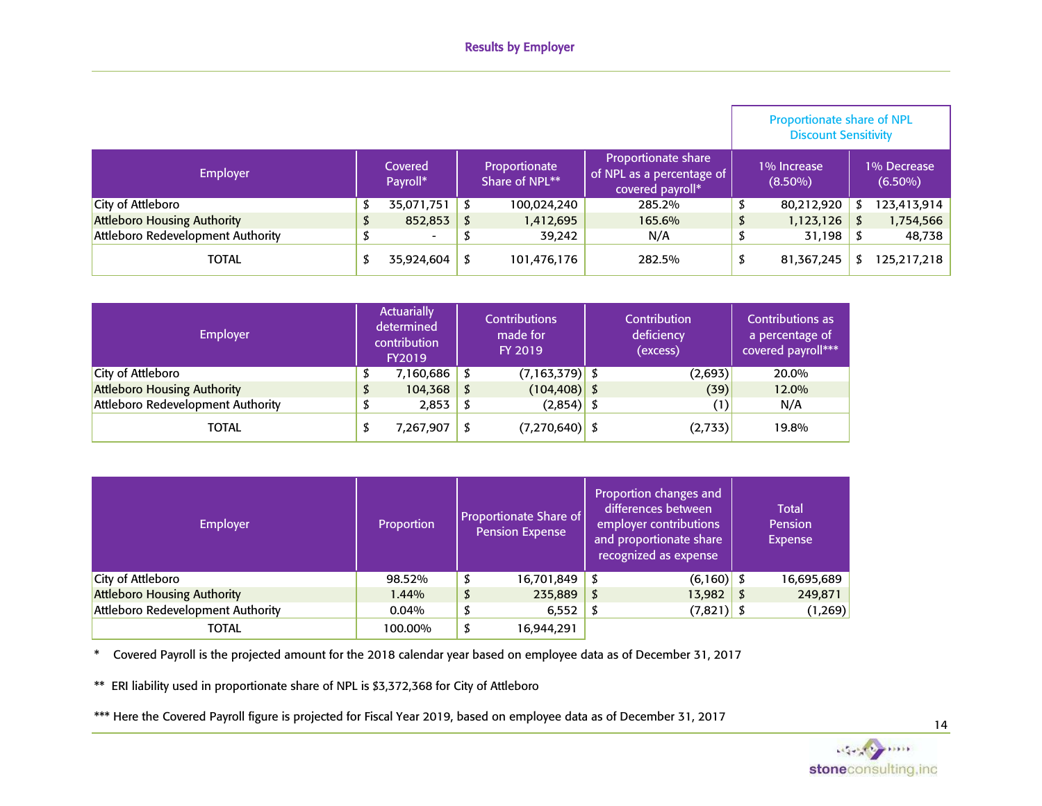## Results by Employer

| Employer | Covered Payroll* | Proportionate Share of NPL** | Proportionate share of NPL as a percentage of covered payroll* | Proportionate share of NPL Discount Sensitivity | |
|---|---|---|---|---|---|
| | | | | 1% Increase (8.50%) | 1% Decrease (6.50%) |
| City of Attleboro | $ 35,071,751 | $ 100,024,240 | 285.2% | $ 80,212,920 | $ 123,413,914 |
| Attleboro Housing Authority | $ 852,853 | $ 1,412,695 | 165.6% | $ 1,123,126 | $ 1,754,566 |
| Attleboro Redevelopment Authority | $ - | $ 39,242 | N/A | $ 31,198 | $ 48,738 |
| TOTAL | $ 35,924,604 | $ 101,476,176 | 282.5% | $ 81,367,245 | $ 125,217,218 |

| Employer | Actuarially determined contribution FY2019 | Contributions made for FY 2019 | Contribution deficiency (excess) | Contributions as a percentage of covered payroll*** |
|---|---|---|---|---|
| City of Attleboro | $ 7,160,686 | $ (7,163,379) | $ (2,693) | 20.0% |
| Attleboro Housing Authority | $ 104,368 | $ (104,408) | $ (39) | 12.0% |
| Attleboro Redevelopment Authority | $ 2,853 | $ (2,854) | $ (1) | N/A |
| TOTAL | $ 7,267,907 | $ (7,270,640) | $ (2,733) | 19.8% |

| Employer | Proportion | Proportionate Share of Pension Expense | Proportion changes and differences between employer contributions and proportionate share recognized as expense | Total Pension Expense |
|---|---|---|---|---|
| City of Attleboro | 98.52% | $ 16,701,849 | $ (6,160) | $ 16,695,689 |
| Attleboro Housing Authority | 1.44% | $ 235,889 | $ 13,982 | $ 249,871 |
| Attleboro Redevelopment Authority | 0.04% | $ 6,552 | $ (7,821) | $ (1,269) |
| TOTAL | 100.00% | $ 16,944,291 | | |

\* Covered Payroll is the projected amount for the 2018 calendar year based on employee data as of December 31, 2017

** ERI liability used in proportionate share of NPL is $3,372,368 for City of Attleboro

*** Here the Covered Payroll figure is projected for Fiscal Year 2019, based on employee data as of December 31, 2017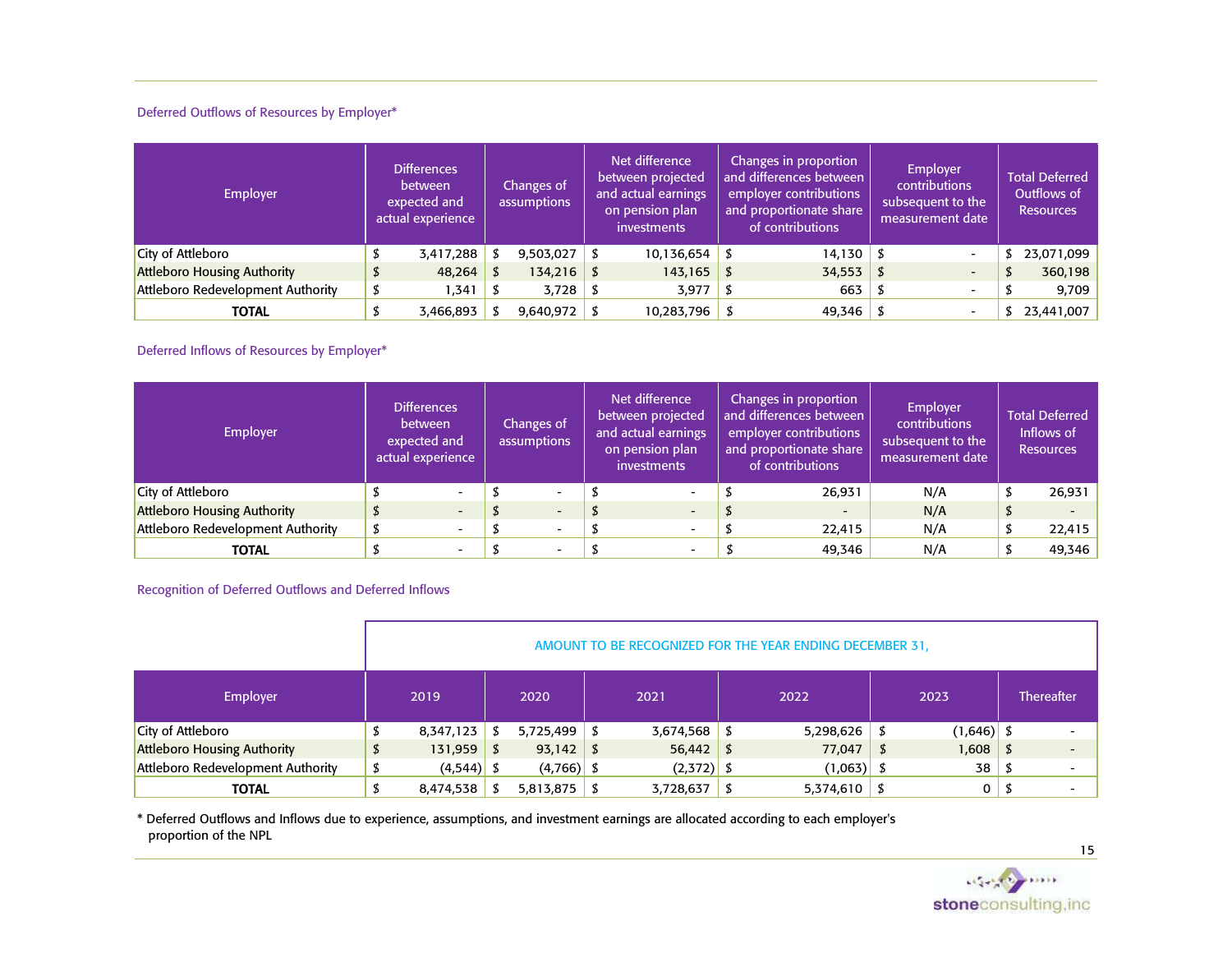### Deferred Outflows of Resources by Employer*

| Employer | Differences between expected and actual experience | Changes of assumptions | Net difference between projected and actual earnings on pension plan investments | Changes in proportion and differences between employer contributions and proportionate share of contributions | Employer contributions subsequent to the measurement date | Total Deferred Outflows of Resources |
|---|---|---|---|---|---|---|
| City of Attleboro | $ 3,417,288 | $ 9,503,027 | $ 10,136,654 | $ 14,130 | $ - | $ 23,071,099 |
| Attleboro Housing Authority | $ 48,264 | $ 134,216 | $ 143,165 | $ 34,553 | $ - | $ 360,198 |
| Attleboro Redevelopment Authority | $ 1,341 | $ 3,728 | $ 3,977 | $ 663 | $ - | $ 9,709 |
| **TOTAL** | $ 3,466,893 | $ 9,640,972 | $ 10,283,796 | $ 49,346 | $ - | $ 23,441,007 |

### Deferred Inflows of Resources by Employer*

| Employer | Differences between expected and actual experience | Changes of assumptions | Net difference between projected and actual earnings on pension plan investments | Changes in proportion and differences between employer contributions and proportionate share of contributions | Employer contributions subsequent to the measurement date | Total Deferred Inflows of Resources |
|---|---|---|---|---|---|---|
| City of Attleboro | $ - | $ - | $ - | $ 26,931 | N/A | $ 26,931 |
| Attleboro Housing Authority | $ - | $ - | $ - | $ - | N/A | $ - |
| Attleboro Redevelopment Authority | $ - | $ - | $ - | $ 22,415 | N/A | $ 22,415 |
| **TOTAL** | $ - | $ - | $ - | $ 49,346 | N/A | $ 49,346 |

### Recognition of Deferred Outflows and Deferred Inflows

| | AMOUNT TO BE RECOGNIZED FOR THE YEAR ENDING DECEMBER 31, | | | | | |
|---|---|---|---|---|---|---|
| Employer | 2019 | 2020 | 2021 | 2022 | 2023 | Thereafter |
| City of Attleboro | $ 8,347,123 | $ 5,725,499 | $ 3,674,568 | $ 5,298,626 | $ (1,646) | $ - |
| Attleboro Housing Authority | $ 131,959 | $ 93,142 | $ 56,442 | $ 77,047 | $ 1,608 | $ - |
| Attleboro Redevelopment Authority | $ (4,544) | $ (4,766) | $ (2,372) | $ (1,063) | $ 38 | $ - |
| **TOTAL** | $ 8,474,538 | $ 5,813,875 | $ 3,728,637 | $ 5,374,610 | $ 0 | $ - |

\* Deferred Outflows and Inflows due to experience, assumptions, and investment earnings are allocated according to each employer's proportion of the NPL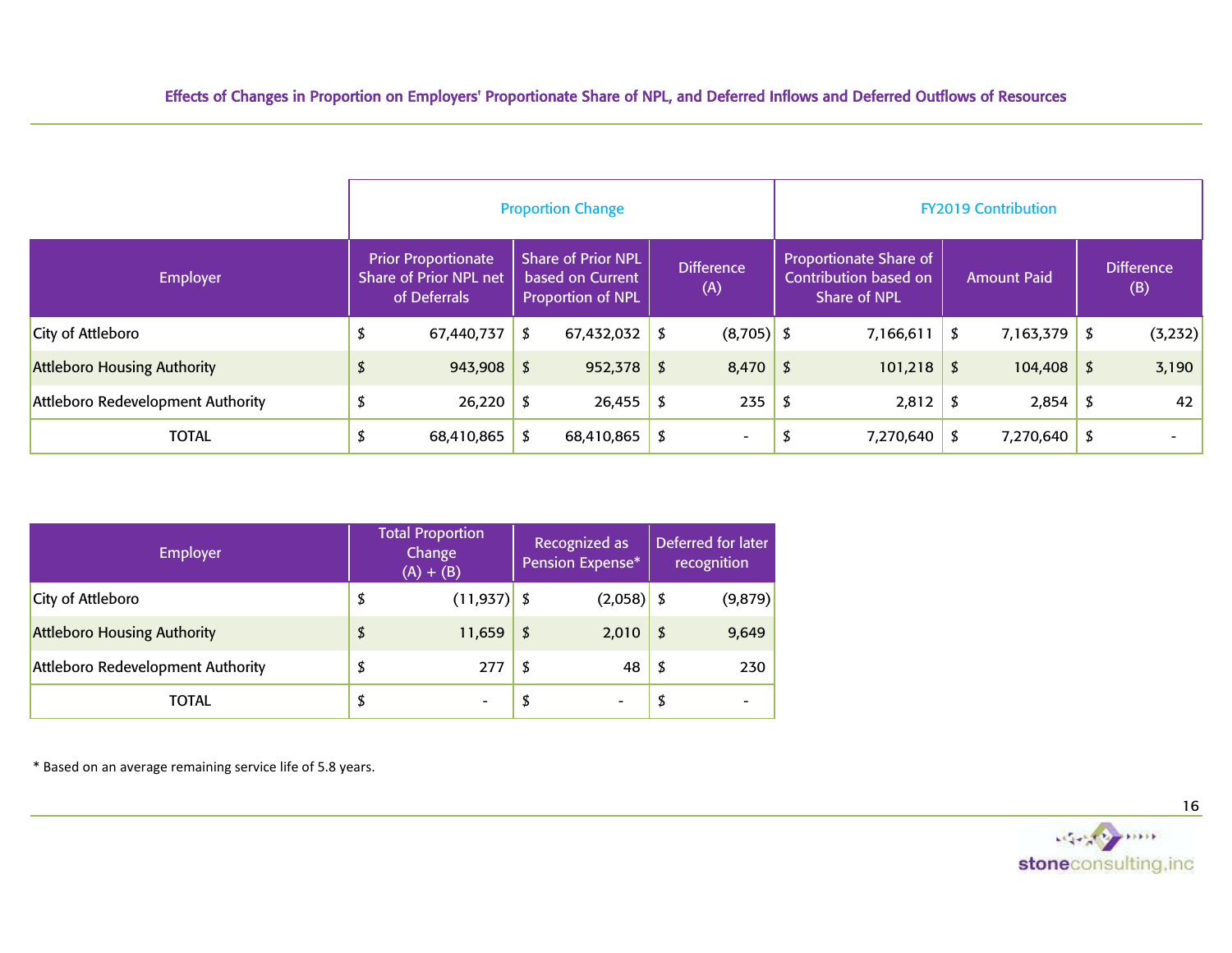## Effects of Changes in Proportion on Employers' Proportionate Share of NPL, and Deferred Inflows and Deferred Outflows of Resources

| | Proportion Change | | | FY2019 Contribution | | |
|---|---|---|---|---|---|---|
| Employer | Prior Proportionate Share of Prior NPL net of Deferrals | Share of Prior NPL based on Current Proportion of NPL | Difference (A) | Proportionate Share of Contribution based on Share of NPL | Amount Paid | Difference (B) |
| City of Attleboro | $ 67,440,737 | $ 67,432,032 | $ (8,705) | $ 7,166,611 | $ 7,163,379 | $ (3,232) |
| Attleboro Housing Authority | $ 943,908 | $ 952,378 | $ 8,470 | $ 101,218 | $ 104,408 | $ 3,190 |
| Attleboro Redevelopment Authority | $ 26,220 | $ 26,455 | $ 235 | $ 2,812 | $ 2,854 | $ 42 |
| TOTAL | $ 68,410,865 | $ 68,410,865 | $ - | $ 7,270,640 | $ 7,270,640 | $ - |

| Employer | Total Proportion Change (A) + (B) | Recognized as Pension Expense* | Deferred for later recognition |
|---|---|---|---|
| City of Attleboro | $ (11,937) | $ (2,058) | $ (9,879) |
| Attleboro Housing Authority | $ 11,659 | $ 2,010 | $ 9,649 |
| Attleboro Redevelopment Authority | $ 277 | $ 48 | $ 230 |
| TOTAL | $ - | $ - | $ - |

* Based on an average remaining service life of 5.8 years.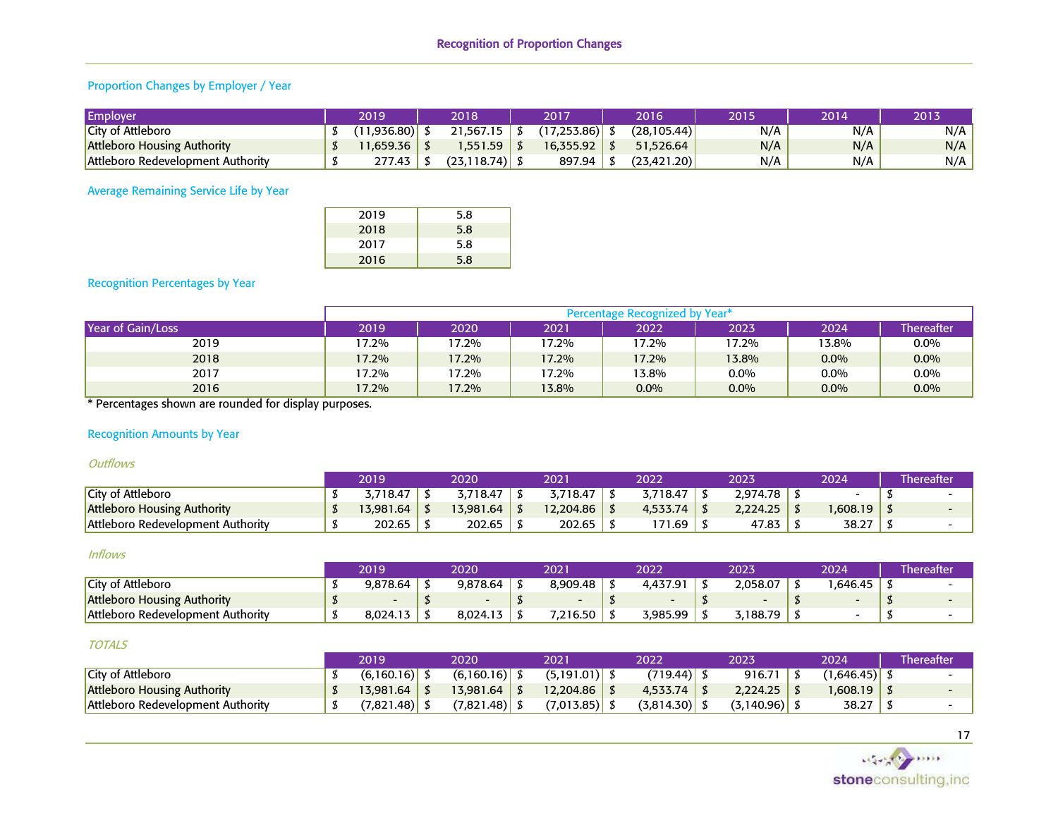# Recognition of Proportion Changes

## Proportion Changes by Employer / Year

| Employer | 2019 | 2018 | 2017 | 2016 | 2015 | 2014 | 2013 |
|---|---|---|---|---|---|---|---|
| City of Attleboro | $ (11,936.80) | $ 21,567.15 | $ (17,253.86) | $ (28,105.44) | N/A | N/A | N/A |
| Attleboro Housing Authority | $ 11,659.36 | $ 1,551.59 | $ 16,355.92 | $ 51,526.64 | N/A | N/A | N/A |
| Attleboro Redevelopment Authority | $ 277.43 | $ (23,118.74) | $ 897.94 | $ (23,421.20) | N/A | N/A | N/A |

## Average Remaining Service Life by Year

| Year | Years |
|---|---|
| 2019 | 5.8 |
| 2018 | 5.8 |
| 2017 | 5.8 |
| 2016 | 5.8 |

## Recognition Percentages by Year

| | Percentage Recognized by Year* | | | | | | |
|---|---|---|---|---|---|---|---|
| Year of Gain/Loss | 2019 | 2020 | 2021 | 2022 | 2023 | 2024 | Thereafter |
| 2019 | 17.2% | 17.2% | 17.2% | 17.2% | 17.2% | 13.8% | 0.0% |
| 2018 | 17.2% | 17.2% | 17.2% | 17.2% | 13.8% | 0.0% | 0.0% |
| 2017 | 17.2% | 17.2% | 17.2% | 13.8% | 0.0% | 0.0% | 0.0% |
| 2016 | 17.2% | 17.2% | 13.8% | 0.0% | 0.0% | 0.0% | 0.0% |

\* Percentages shown are rounded for display purposes.

## Recognition Amounts by Year

*Outflows*

| | 2019 | 2020 | 2021 | 2022 | 2023 | 2024 | Thereafter |
|---|---|---|---|---|---|---|---|
| City of Attleboro | $ 3,718.47 | $ 3,718.47 | $ 3,718.47 | $ 3,718.47 | $ 2,974.78 | $ - | $ - |
| Attleboro Housing Authority | $ 13,981.64 | $ 13,981.64 | $ 12,204.86 | $ 4,533.74 | $ 2,224.25 | $ 1,608.19 | $ - |
| Attleboro Redevelopment Authority | $ 202.65 | $ 202.65 | $ 202.65 | $ 171.69 | $ 47.83 | $ 38.27 | $ - |

*Inflows*

| | 2019 | 2020 | 2021 | 2022 | 2023 | 2024 | Thereafter |
|---|---|---|---|---|---|---|---|
| City of Attleboro | $ 9,878.64 | $ 9,878.64 | $ 8,909.48 | $ 4,437.91 | $ 2,058.07 | $ 1,646.45 | $ - |
| Attleboro Housing Authority | $ - | $ - | $ - | $ - | $ - | $ - | $ - |
| Attleboro Redevelopment Authority | $ 8,024.13 | $ 8,024.13 | $ 7,216.50 | $ 3,985.99 | $ 3,188.79 | $ - | $ - |

*TOTALS*

| | 2019 | 2020 | 2021 | 2022 | 2023 | 2024 | Thereafter |
|---|---|---|---|---|---|---|---|
| City of Attleboro | $ (6,160.16) | $ (6,160.16) | $ (5,191.01) | $ (719.44) | $ 916.71 | $ (1,646.45) | $ - |
| Attleboro Housing Authority | $ 13,981.64 | $ 13,981.64 | $ 12,204.86 | $ 4,533.74 | $ 2,224.25 | $ 1,608.19 | $ - |
| Attleboro Redevelopment Authority | $ (7,821.48) | $ (7,821.48) | $ (7,013.85) | $ (3,814.30) | $ (3,140.96) | $ 38.27 | $ - |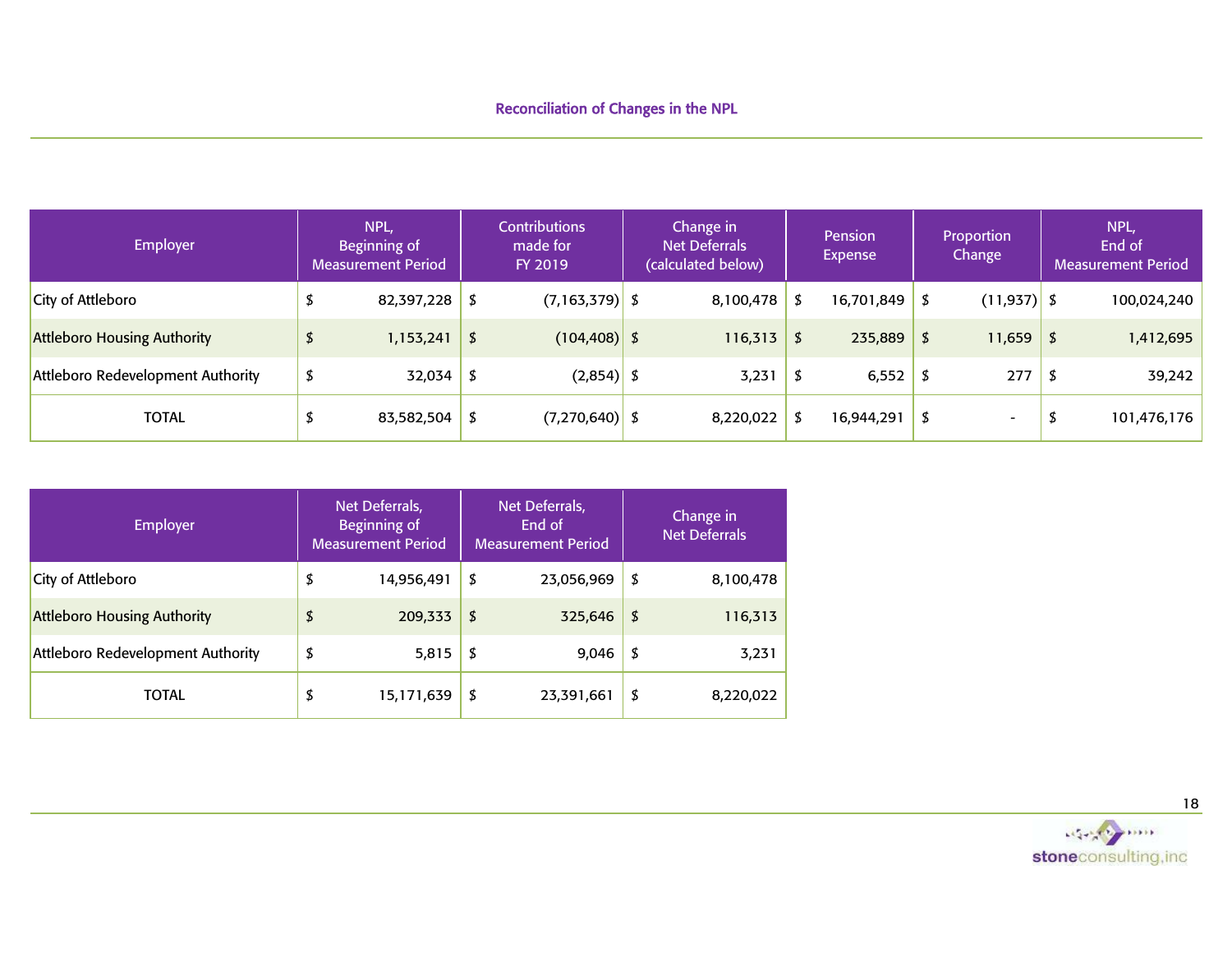## Reconciliation of Changes in the NPL

| Employer | NPL, Beginning of Measurement Period | Contributions made for FY 2019 | Change in Net Deferrals (calculated below) | Pension Expense | Proportion Change | NPL, End of Measurement Period |
|---|---|---|---|---|---|---|
| City of Attleboro | $ 82,397,228 | $ (7,163,379) | $ 8,100,478 | $ 16,701,849 | $ (11,937) | $ 100,024,240 |
| Attleboro Housing Authority | $ 1,153,241 | $ (104,408) | $ 116,313 | $ 235,889 | $ 11,659 | $ 1,412,695 |
| Attleboro Redevelopment Authority | $ 32,034 | $ (2,854) | $ 3,231 | $ 6,552 | $ 277 | $ 39,242 |
| TOTAL | $ 83,582,504 | $ (7,270,640) | $ 8,220,022 | $ 16,944,291 | $ - | $ 101,476,176 |

| Employer | Net Deferrals, Beginning of Measurement Period | Net Deferrals, End of Measurement Period | Change in Net Deferrals |
|---|---|---|---|
| City of Attleboro | $ 14,956,491 | $ 23,056,969 | $ 8,100,478 |
| Attleboro Housing Authority | $ 209,333 | $ 325,646 | $ 116,313 |
| Attleboro Redevelopment Authority | $ 5,815 | $ 9,046 | $ 3,231 |
| TOTAL | $ 15,171,639 | $ 23,391,661 | $ 8,220,022 |